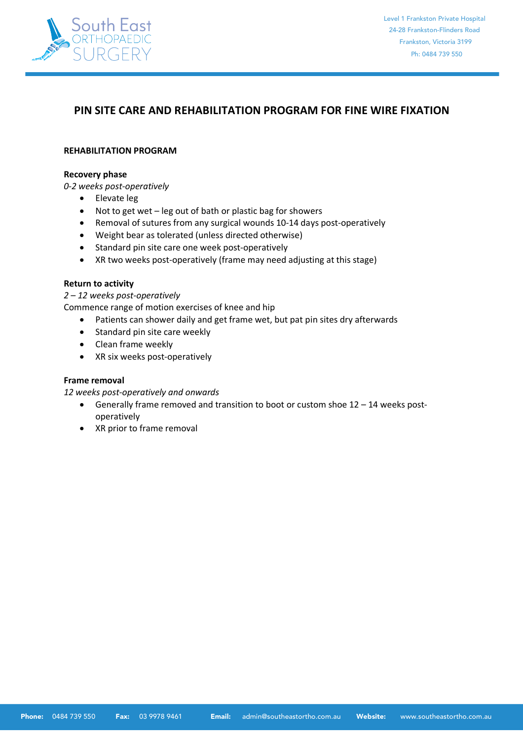# PIN SITE CARE AND REHABILITATION PROGRAM FOR FINE WIRE FIXATION

## REHABILITATION PROGRAM

### Recovery phase

*0-2 weeks post-operatively*

- Elevate leg
- Not to get wet – leg out of bath or plastic bag for showers
- Removal of sutures from any surgical wounds 10-14 days post-operatively
- Weight bear as tolerated (unless directed otherwise)
- Standard pin site care one week post-operatively
- XR two weeks post-operatively (frame may need adjusting at this stage)

### Return to activity

*2 – 12 weeks post-operatively*

Commence range of motion exercises of knee and hip

- Patients can shower daily and get frame wet, but pat pin sites dry afterwards
- Standard pin site care weekly
- Clean frame weekly
- XR six weeks post-operatively

### Frame removal

*12 weeks post-operatively and onwards*

- Generally frame removed and transition to boot or custom shoe 12 – 14 weeks post-operatively
- XR prior to frame removal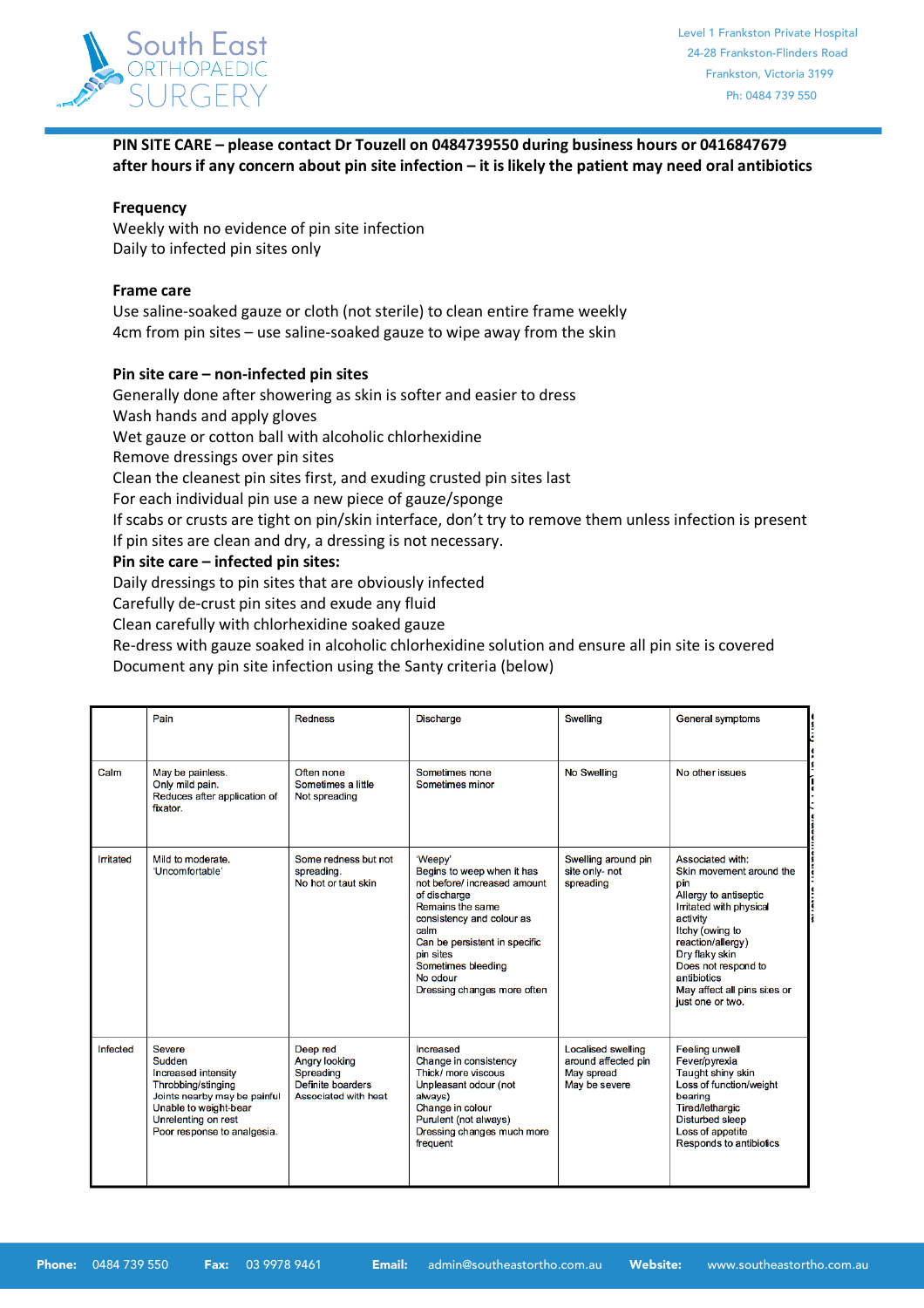**PIN SITE CARE – please contact Dr Touzell on 0484739550 during business hours or 0416847679 after hours if any concern about pin site infection – it is likely the patient may need oral antibiotics**

**Frequency**

Weekly with no evidence of pin site infection
Daily to infected pin sites only

**Frame care**

Use saline-soaked gauze or cloth (not sterile) to clean entire frame weekly
4cm from pin sites – use saline-soaked gauze to wipe away from the skin

**Pin site care – non-infected pin sites**

Generally done after showering as skin is softer and easier to dress
Wash hands and apply gloves
Wet gauze or cotton ball with alcoholic chlorhexidine
Remove dressings over pin sites
Clean the cleanest pin sites first, and exuding crusted pin sites last
For each individual pin use a new piece of gauze/sponge
If scabs or crusts are tight on pin/skin interface, don't try to remove them unless infection is present
If pin sites are clean and dry, a dressing is not necessary.

**Pin site care – infected pin sites:**

Daily dressings to pin sites that are obviously infected
Carefully de-crust pin sites and exude any fluid
Clean carefully with chlorhexidine soaked gauze
Re-dress with gauze soaked in alcoholic chlorhexidine solution and ensure all pin site is covered
Document any pin site infection using the Santy criteria (below)

| | Pain | Redness | Discharge | Swelling | General symptoms |
|---|---|---|---|---|---|
| Calm | May be painless.<br>Only mild pain.<br>Reduces after application of fixator. | Often none<br>Sometimes a little<br>Not spreading | Sometimes none<br>Sometimes minor | No Swelling | No other issues |
| Irritated | Mild to moderate.<br>'Uncomfortable' | Some redness but not spreading.<br>No hot or taut skin | 'Weepy'<br>Begins to weep when it has not before/ increased amount of discharge<br>Remains the same consistency and colour as calm<br>Can be persistent in specific pin sites<br>Sometimes bleeding<br>No odour<br>Dressing changes more often | Swelling around pin site only- not spreading | Associated with:<br>Skin movement around the pin<br>Allergy to antiseptic<br>Irritated with physical activity<br>Itchy (owing to reaction/allergy)<br>Dry flaky skin<br>Does not respond to antibiotics<br>May affect all pins sites or just one or two. |
| Infected | Severe<br>Sudden<br>Increased intensity<br>Throbbing/stinging<br>Joints nearby may be painful<br>Unable to weight-bear<br>Unrelenting on rest<br>Poor response to analgesia. | Deep red<br>Angry looking<br>Spreading<br>Definite boarders<br>Associated with heat | Increased<br>Change in consistency<br>Thick/ more viscous<br>Unpleasant odour (not always)<br>Change in colour<br>Purulent (not always)<br>Dressing changes much more frequent | Localised swelling around affected pin<br>May spread<br>May be severe | Feeling unwell<br>Fever/pyrexia<br>Taught shiny skin<br>Loss of function/weight bearing<br>Tired/lethargic<br>Disturbed sleep<br>Loss of appetite<br>Responds to antibiotics |